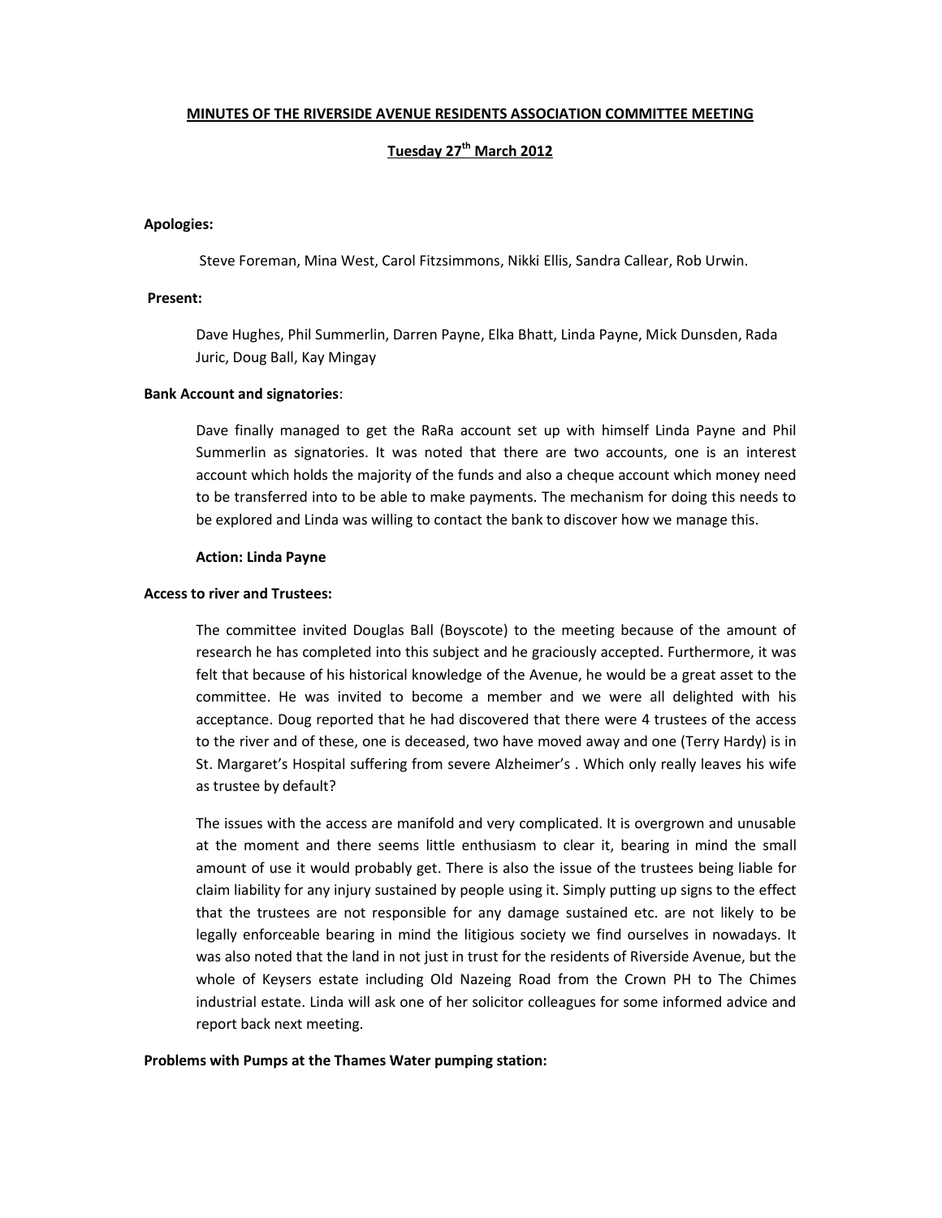**MINUTES OF THE RIVERSIDE AVENUE RESIDENTS ASSOCIATION COMMITTEE MEETING**

**Tuesday 27th March 2012**

**Apologies:**

Steve Foreman, Mina West, Carol Fitzsimmons, Nikki Ellis, Sandra Callear, Rob Urwin.

**Present:**

Dave Hughes, Phil Summerlin, Darren Payne, Elka Bhatt, Linda Payne, Mick Dunsden, Rada Juric, Doug Ball, Kay Mingay

**Bank Account and signatories**:

Dave finally managed to get the RaRa account set up with himself Linda Payne and Phil Summerlin as signatories. It was noted that there are two accounts, one is an interest account which holds the majority of the funds and also a cheque account which money need to be transferred into to be able to make payments. The mechanism for doing this needs to be explored and Linda was willing to contact the bank to discover how we manage this.

**Action: Linda Payne**

**Access to river and Trustees:**

The committee invited Douglas Ball (Boyscote) to the meeting because of the amount of research he has completed into this subject and he graciously accepted. Furthermore, it was felt that because of his historical knowledge of the Avenue, he would be a great asset to the committee. He was invited to become a member and we were all delighted with his acceptance. Doug reported that he had discovered that there were 4 trustees of the access to the river and of these, one is deceased, two have moved away and one (Terry Hardy) is in St. Margaret's Hospital suffering from severe Alzheimer's . Which only really leaves his wife as trustee by default?

The issues with the access are manifold and very complicated. It is overgrown and unusable at the moment and there seems little enthusiasm to clear it, bearing in mind the small amount of use it would probably get. There is also the issue of the trustees being liable for claim liability for any injury sustained by people using it. Simply putting up signs to the effect that the trustees are not responsible for any damage sustained etc. are not likely to be legally enforceable bearing in mind the litigious society we find ourselves in nowadays. It was also noted that the land in not just in trust for the residents of Riverside Avenue, but the whole of Keysers estate including Old Nazeing Road from the Crown PH to The Chimes industrial estate. Linda will ask one of her solicitor colleagues for some informed advice and report back next meeting.

**Problems with Pumps at the Thames Water pumping station:**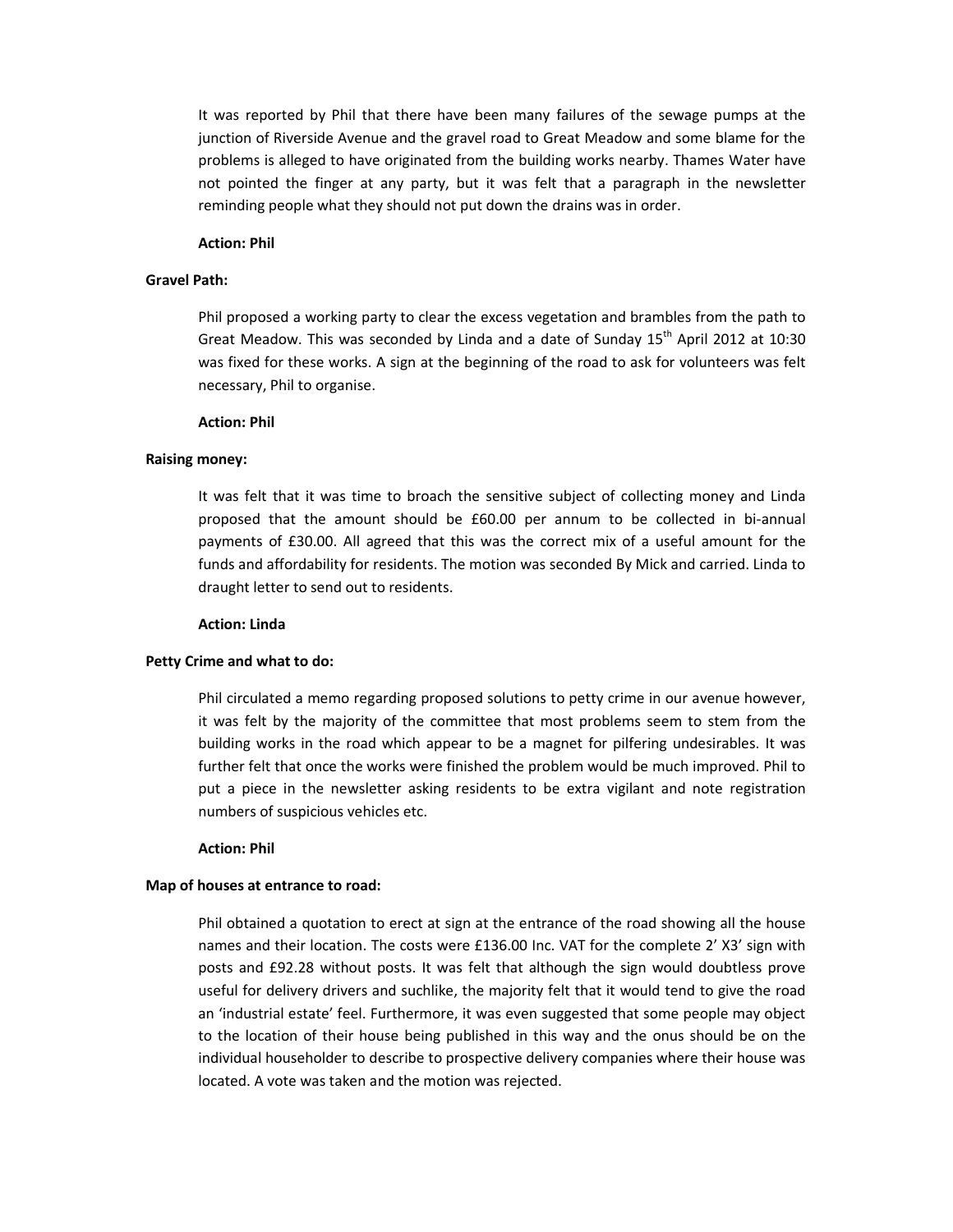It was reported by Phil that there have been many failures of the sewage pumps at the junction of Riverside Avenue and the gravel road to Great Meadow and some blame for the problems is alleged to have originated from the building works nearby. Thames Water have not pointed the finger at any party, but it was felt that a paragraph in the newsletter reminding people what they should not put down the drains was in order.

**Action: Phil**

**Gravel Path:**

Phil proposed a working party to clear the excess vegetation and brambles from the path to Great Meadow. This was seconded by Linda and a date of Sunday 15th April 2012 at 10:30 was fixed for these works. A sign at the beginning of the road to ask for volunteers was felt necessary, Phil to organise.

**Action: Phil**

**Raising money:**

It was felt that it was time to broach the sensitive subject of collecting money and Linda proposed that the amount should be £60.00 per annum to be collected in bi-annual payments of £30.00. All agreed that this was the correct mix of a useful amount for the funds and affordability for residents. The motion was seconded By Mick and carried. Linda to draught letter to send out to residents.

**Action: Linda**

**Petty Crime and what to do:**

Phil circulated a memo regarding proposed solutions to petty crime in our avenue however, it was felt by the majority of the committee that most problems seem to stem from the building works in the road which appear to be a magnet for pilfering undesirables. It was further felt that once the works were finished the problem would be much improved. Phil to put a piece in the newsletter asking residents to be extra vigilant and note registration numbers of suspicious vehicles etc.

**Action: Phil**

**Map of houses at entrance to road:**

Phil obtained a quotation to erect at sign at the entrance of the road showing all the house names and their location. The costs were £136.00 Inc. VAT for the complete 2' X3' sign with posts and £92.28 without posts. It was felt that although the sign would doubtless prove useful for delivery drivers and suchlike, the majority felt that it would tend to give the road an 'industrial estate' feel. Furthermore, it was even suggested that some people may object to the location of their house being published in this way and the onus should be on the individual householder to describe to prospective delivery companies where their house was located. A vote was taken and the motion was rejected.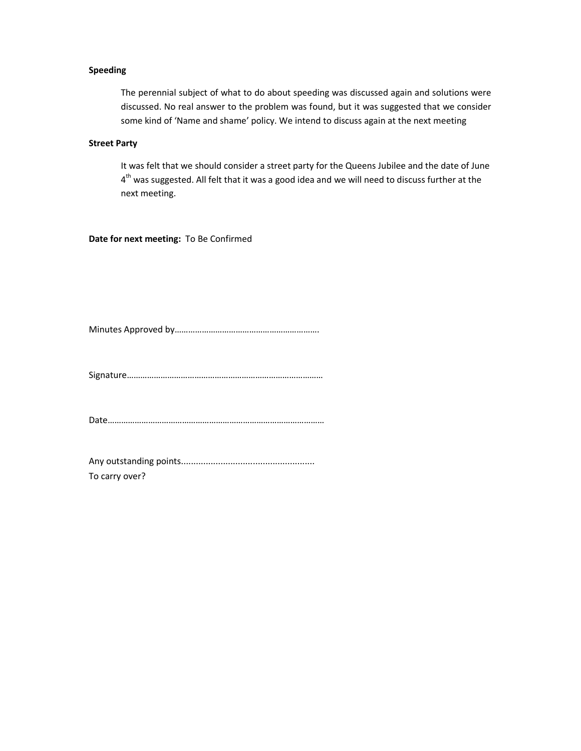**Speeding**

The perennial subject of what to do about speeding was discussed again and solutions were discussed. No real answer to the problem was found, but it was suggested that we consider some kind of 'Name and shame' policy. We intend to discuss again at the next meeting

**Street Party**

It was felt that we should consider a street party for the Queens Jubilee and the date of June 4th was suggested. All felt that it was a good idea and we will need to discuss further at the next meeting.

**Date for next meeting:** To Be Confirmed

Minutes Approved by……………………………………………………….

Signature……………………………………………………………………………

Date…………………………………………………………………………………

Any outstanding points......................................................
To carry over?